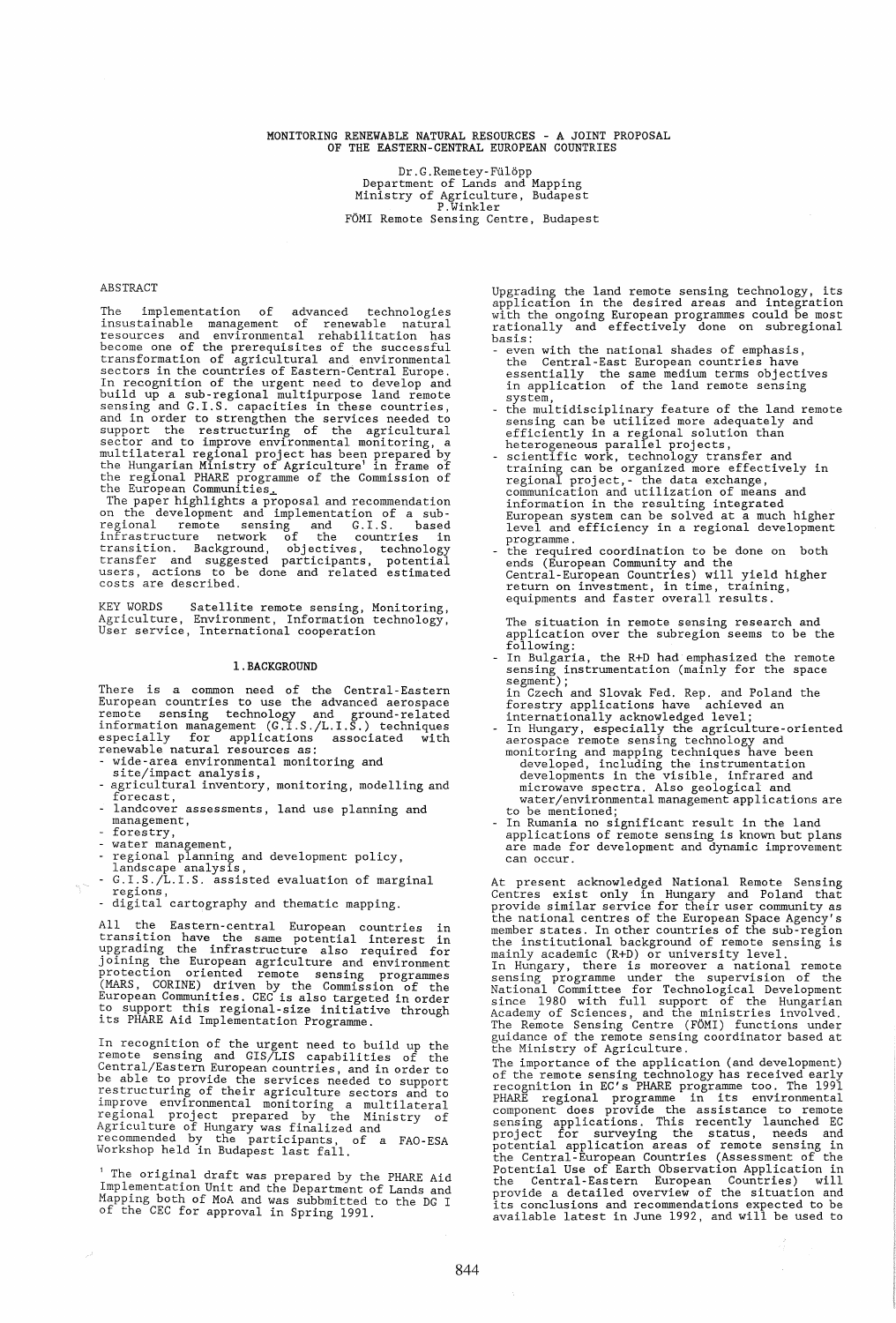# MONITORING RENEWABLE NATURAL RESOURCES - A JOINT PROPOSAL OF THE EASTERN-CENTRAL EUROPEAN COUNTRIES

Dr.G.Remetey-Fülöpp
Department of Lands and Mapping
Ministry of Agriculture, Budapest
P.Winkler
FÖMI Remote Sensing Centre, Budapest

## ABSTRACT

The implementation of advanced technologies insustainable management of renewable natural resources and environmental rehabilitation has become one of the prerequisites of the successful transformation of agricultural and environmental sectors in the countries of Eastern-Central Europe. In recognition of the urgent need to develop and build up a sub-regional multipurpose land remote sensing and G.I.S. capacities in these countries, and in order to strengthen the services needed to support the restructuring of the agricultural sector and to improve environmental monitoring, a multilateral regional project has been prepared by the Hungarian Ministry of Agriculture[1] in frame of the regional PHARE programme of the Commission of the European Communities.

The paper highlights a proposal and recommendation on the development and implementation of a sub-regional remote sensing and G.I.S. based infrastructure network of the countries in transition. Background, objectives, technology transfer and suggested participants, potential users, actions to be done and related estimated costs are described.

KEY WORDS Satellite remote sensing, Monitoring, Agriculture, Environment, Information technology, User service, International cooperation

## 1. BACKGROUND

There is a common need of the Central-Eastern European countries to use the advanced aerospace remote sensing technology and ground-related information management (G.I.S./L.I.S.) techniques especially for applications associated with renewable natural resources as:

- wide-area environmental monitoring and site/impact analysis,
- agricultural inventory, monitoring, modelling and forecast,
- landcover assessments, land use planning and management,
- forestry,
- water management,
- regional planning and development policy, landscape analysis,
- G.I.S./L.I.S. assisted evaluation of marginal regions,
- digital cartography and thematic mapping.

All the Eastern-central European countries in transition have the same potential interest in upgrading the infrastructure also required for joining the European agriculture and environment protection oriented remote sensing programmes (MARS, CORINE) driven by the Commission of the European Communities. CEC is also targeted in order to support this regional-size initiative through its PHARE Aid Implementation Programme.

In recognition of the urgent need to build up the remote sensing and GIS/LIS capabilities of the Central/Eastern European countries, and in order to be able to provide the services needed to support restructuring of their agriculture sectors and to improve environmental monitoring a multilateral regional project prepared by the Ministry of Agriculture of Hungary was finalized and recommended by the participants, of a FAO-ESA Workshop held in Budapest last fall.

[1] The original draft was prepared by the PHARE Aid Implementation Unit and the Department of Lands and Mapping both of MoA and was subbmitted to the DG I of the CEC for approval in Spring 1991.

Upgrading the land remote sensing technology, its application in the desired areas and integration with the ongoing European programmes could be most rationally and effectively done on subregional basis:

- even with the national shades of emphasis, the Central-East European countries have essentially the same medium terms objectives in application of the land remote sensing system,
- the multidisciplinary feature of the land remote sensing can be utilized more adequately and efficiently in a regional solution than heterogeneous parallel projects,
- scientific work, technology transfer and training can be organized more effectively in regional project, - the data exchange, communication and utilization of means and information in the resulting integrated European system can be solved at a much higher level and efficiency in a regional development programme.
- the required coordination to be done on both ends (European Community and the Central-European Countries) will yield higher return on investment, in time, training, equipments and faster overall results.

The situation in remote sensing research and application over the subregion seems to be the following:

- In Bulgaria, the R+D had emphasized the remote sensing instrumentation (mainly for the space segment);
  in Czech and Slovak Fed. Rep. and Poland the forestry applications have achieved an internationally acknowledged level;
- In Hungary, especially the agriculture-oriented aerospace remote sensing technology and monitoring and mapping techniques have been developed, including the instrumentation developments in the visible, infrared and microwave spectra. Also geological and water/environmental management applications are to be mentioned;
- In Rumania no significant result in the land applications of remote sensing is known but plans are made for development and dynamic improvement can occur.

At present acknowledged National Remote Sensing Centres exist only in Hungary and Poland that provide similar service for their user community as the national centres of the European Space Agency's member states. In other countries of the sub-region the institutional background of remote sensing is mainly academic (R+D) or university level.

In Hungary, there is moreover a national remote sensing programme under the supervision of the National Committee for Technological Development since 1980 with full support of the Hungarian Academy of Sciences, and the ministries involved. The Remote Sensing Centre (FÖMI) functions under guidance of the remote sensing coordinator based at the Ministry of Agriculture.

The importance of the application (and development) of the remote sensing technology has received early recognition in EC's PHARE programme too. The 1991 PHARE regional programme in its environmental component does provide the assistance to remote sensing applications. This recently launched EC project for surveying the status, needs and potential application areas of remote sensing in the Central-European Countries (Assessment of the Potential Use of Earth Observation Application in the Central-Eastern European Countries) will provide a detailed overview of the situation and its conclusions and recommendations expected to be available latest in June 1992, and will be used to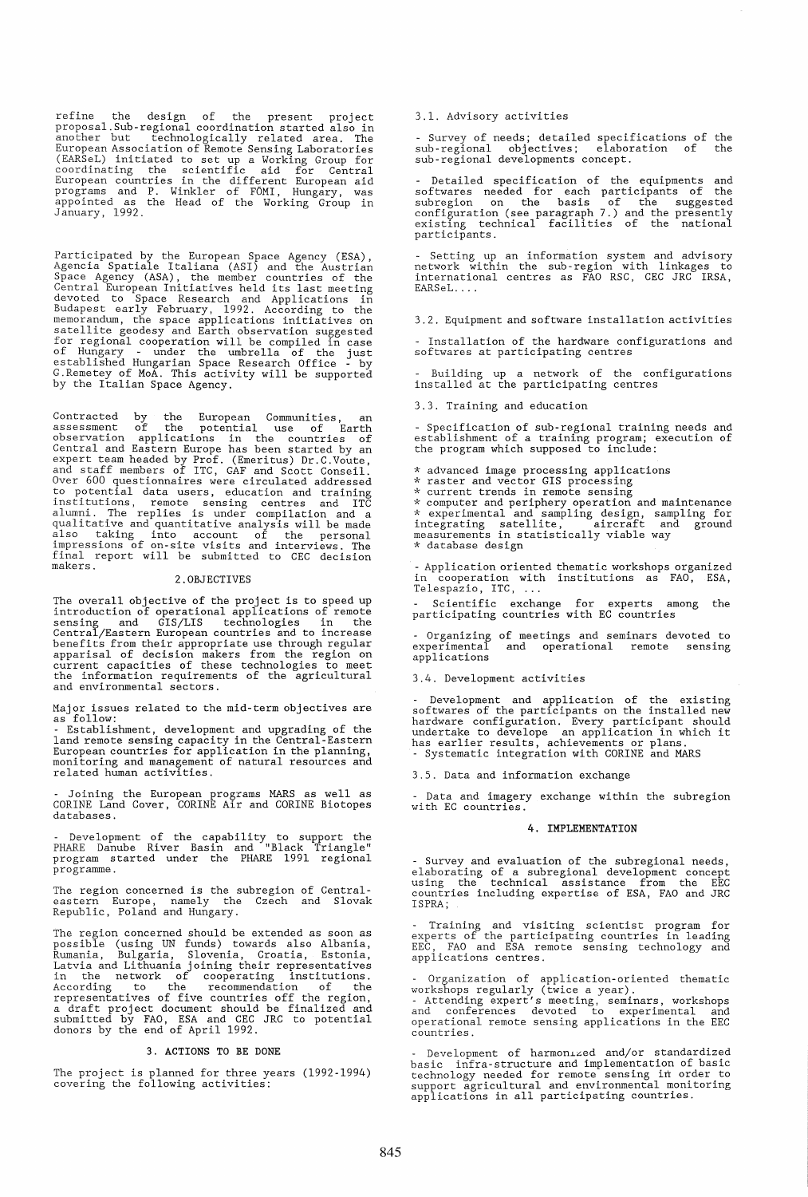refine the design of the present project proposal. Sub-regional coordination started also in another but technologically related area. The European Association of Remote Sensing Laboratories (EARSeL) initiated to set up a Working Group for coordinating the scientific aid for Central European countries in the different European aid programs and P. Winkler of FÖMI, Hungary, was appointed as the Head of the Working Group in January, 1992.

Participated by the European Space Agency (ESA), Agencia Spatiale Italiana (ASI) and the Austrian Space Agency (ASA), the member countries of the Central European Initiatives held its last meeting devoted to Space Research and Applications in Budapest early February, 1992. According to the memorandum, the space applications initiatives on satellite geodesy and Earth observation suggested for regional cooperation will be compiled in case of Hungary - under the umbrella of the just established Hungarian Space Research Office - by G.Remetey of MoA. This activity will be supported by the Italian Space Agency.

Contracted by the European Communities, an assessment of the potential use of Earth observation applications in the countries of Central and Eastern Europe has been started by an expert team headed by Prof. (Emeritus) Dr.C.Voute, and staff members of ITC, GAF and Scott Conseil. Over 600 questionnaires were circulated addressed to potential data users, education and training institutions, remote sensing centres and ITC alumni. The replies is under compilation and a qualitative and quantitative analysis will be made also taking into account of the personal impressions of on-site visits and interviews. The final report will be submitted to CEC decision makers.

## 2. OBJECTIVES

The overall objective of the project is to speed up introduction of operational applications of remote sensing and GIS/LIS technologies in the Central/Eastern European countries and to increase benefits from their appropriate use through regular apparisal of decision makers from the region on current capacities of these technologies to meet the information requirements of the agricultural and environmental sectors.

Major issues related to the mid-term objectives are as follow:

- Establishment, development and upgrading of the land remote sensing capacity in the Central-Eastern European countries for application in the planning, monitoring and management of natural resources and related human activities.

- Joining the European programs MARS as well as CORINE Land Cover, CORINE Air and CORINE Biotopes databases.

- Development of the capability to support the PHARE Danube River Basin and "Black Triangle" program started under the PHARE 1991 regional programme.

The region concerned is the subregion of Central-eastern Europe, namely the Czech and Slovak Republic, Poland and Hungary.

The region concerned should be extended as soon as possible (using UN funds) towards also Albania, Rumania, Bulgaria, Slovenia, Croatia, Estonia, Latvia and Lithuania joining their representatives in the network of cooperating institutions. According to the recommendation of the representatives of five countries off the region, a draft project document should be finalized and submitted by FAO, ESA and CEC JRC to potential donors by the end of April 1992.

## 3. ACTIONS TO BE DONE

The project is planned for three years (1992-1994) covering the following activities:

### 3.1. Advisory activities

- Survey of needs; detailed specifications of the sub-regional objectives; elaboration of the sub-regional developments concept.

- Detailed specification of the equipments and softwares needed for each participants of the subregion on the basis of the suggested configuration (see paragraph 7.) and the presently existing technical facilities of the national participants.

- Setting up an information system and advisory network within the sub-region with linkages to international centres as FAO RSC, CEC JRC IRSA, EARSeL....

### 3.2. Equipment and software installation activities

- Installation of the hardware configurations and softwares at participating centres

- Building up a network of the configurations installed at the participating centres

### 3.3. Training and education

- Specification of sub-regional training needs and establishment of a training program; execution of the program which supposed to include:

* advanced image processing applications
* raster and vector GIS processing
* current trends in remote sensing
* computer and periphery operation and maintenance
* experimental and sampling design, sampling for integrating satellite, aircraft and ground measurements in statistically viable way
* database design

- Application oriented thematic workshops organized in cooperation with institutions as FAO, ESA, Telespazio, ITC, ...

- Scientific exchange for experts among the participating countries with EC countries

- Organizing of meetings and seminars devoted to experimental and operational remote sensing applications

### 3.4. Development activities

- Development and application of the existing softwares of the participants on the installed new hardware configuration. Every participant should undertake to develope an application in which it has earlier results, achievements or plans.
- Systematic integration with CORINE and MARS

### 3.5. Data and information exchange

- Data and imagery exchange within the subregion with EC countries.

## 4. IMPLEMENTATION

- Survey and evaluation of the subregional needs, elaborating of a subregional development concept using the technical assistance from the EEC countries including expertise of ESA, FAO and JRC ISPRA;

- Training and visiting scientist program for experts of the participating countries in leading EEC, FAO and ESA remote sensing technology and applications centres.

- Organization of application-oriented thematic workshops regularly (twice a year).
- Attending expert's meeting, seminars, workshops and conferences devoted to experimental and operational remote sensing applications in the EEC countries.

- Development of harmonized and/or standardized basic infra-structure and implementation of basic technology needed for remote sensing in order to support agricultural and environmental monitoring applications in all participating countries.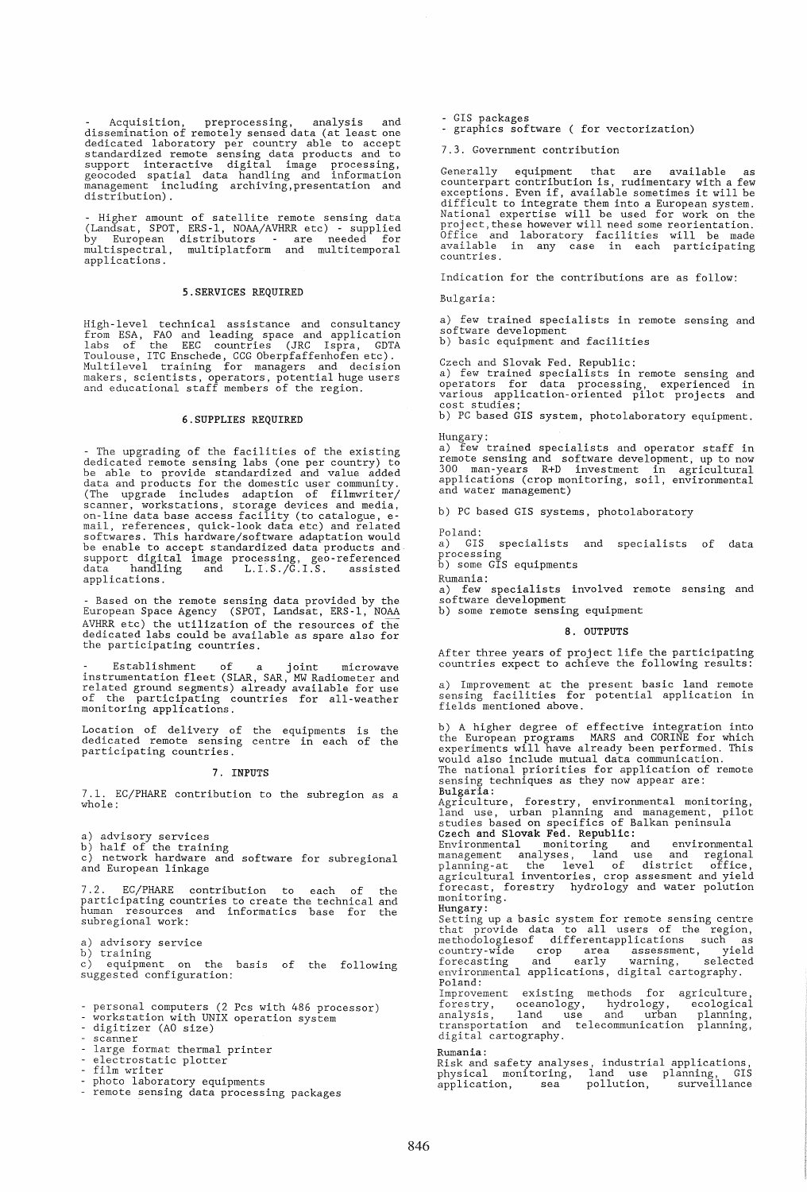- Acquisition, preprocessing, analysis and dissemination of remotely sensed data (at least one dedicated laboratory per country able to accept standardized remote sensing data products and to support interactive digital image processing, geocoded spatial data handling and information management including archiving,presentation and distribution).

- Higher amount of satellite remote sensing data (Landsat, SPOT, ERS-1, NOAA/AVHRR etc) - supplied by European distributors - are needed for multispectral, multiplatform and multitemporal applications.

## 5. SERVICES REQUIRED

High-level technical assistance and consultancy from ESA, FAO and leading space and application labs of the EEC countries (JRC Ispra, GDTA Toulouse, ITC Enschede, CCG Oberpfaffenhofen etc). Multilevel training for managers and decision makers, scientists, operators, potential huge users and educational staff members of the region.

## 6. SUPPLIES REQUIRED

- The upgrading of the facilities of the existing dedicated remote sensing labs (one per country) to be able to provide standardized and value added data and products for the domestic user community. (The upgrade includes adaption of filmwriter/ scanner, workstations, storage devices and media, on-line data base access facility (to catalogue, e-mail, references, quick-look data etc) and related softwares. This hardware/software adaptation would be enable to accept standardized data products and support digital image processing, geo-referenced data handling and L.I.S./G.I.S. assisted applications.

- Based on the remote sensing data provided by the European Space Agency (SPOT, Landsat, ERS-1, NOAA AVHRR etc) the utilization of the resources of the dedicated labs could be available as spare also for the participating countries.

- Establishment of a joint microwave instrumentation fleet (SLAR, SAR, MW Radiometer and related ground segments) already available for use of the participating countries for all-weather monitoring applications.

Location of delivery of the equipments is the dedicated remote sensing centre in each of the participating countries.

## 7. INPUTS

7.1. EC/PHARE contribution to the subregion as a whole:

a) advisory services
b) half of the training
c) network hardware and software for subregional and European linkage

7.2. EC/PHARE contribution to each of the participating countries to create the technical and human resources and informatics base for the subregional work:

a) advisory service
b) training
c) equipment on the basis of the following suggested configuration:

- personal computers (2 Pcs with 486 processor)
- workstation with UNIX operation system
- digitizer (A0 size)
- scanner
- large format thermal printer
- electrostatic plotter
- film writer
- photo laboratory equipments
- remote sensing data processing packages
- GIS packages
- graphics software ( for vectorization)

7.3. Government contribution

Generally equipment that are available as counterpart contribution is, rudimentary with a few exceptions. Even if, available sometimes it will be difficult to integrate them into a European system. National expertise will be used for work on the project,these however will need some reorientation. Office and laboratory facilities will be made available in any case in each participating countries.

Indication for the contributions are as follow:

Bulgaria:

a) few trained specialists in remote sensing and software development
b) basic equipment and facilities

Czech and Slovak Fed. Republic:
a) few trained specialists in remote sensing and operators for data processing, experienced in various application-oriented pilot projects and cost studies;
b) PC based GIS system, photolaboratory equipment.

Hungary:
a) few trained specialists and operator staff in remote sensing and software development, up to now 300 man-years R+D investment in agricultural applications (crop monitoring, soil, environmental and water management)

b) PC based GIS systems, photolaboratory

Poland:
a) GIS specialists and specialists of data processing
b) some GIS equipments

Rumania:
a) few specialists involved remote sensing and software development
b) some remote sensing equipment

## 8. OUTPUTS

After three years of project life the participating countries expect to achieve the following results:

a) Improvement at the present basic land remote sensing facilities for potential application in fields mentioned above.

b) A higher degree of effective integration into the European programs MARS and CORINE for which experiments will have already been performed. This would also include mutual data communication.
The national priorities for application of remote sensing techniques as they now appear are:

**Bulgaria:**
Agriculture, forestry, environmental monitoring, land use, urban planning and management, pilot studies based on specifics of Balkan peninsula

**Czech and Slovak Fed. Republic:**
Environmental monitoring and environmental management analyses, land use and regional planning-at the level of district office, agricultural inventories, crop assesment and yield forecast, forestry hydrology and water polution monitoring.

**Hungary:**
Setting up a basic system for remote sensing centre that provide data to all users of the region, methodologiesof differentapplications such as country-wide crop area assessment, yield forecasting and early warning, selected environmental applications, digital cartography.

Poland:
Improvement existing methods for agriculture, forestry, oceanology, hydrology, ecological analysis, land use and urban planning, transportation and telecommunication planning, digital cartography.

Rumania:
Risk and safety analyses, industrial applications, physical monitoring, land use planning, GIS application, sea pollution, surveillance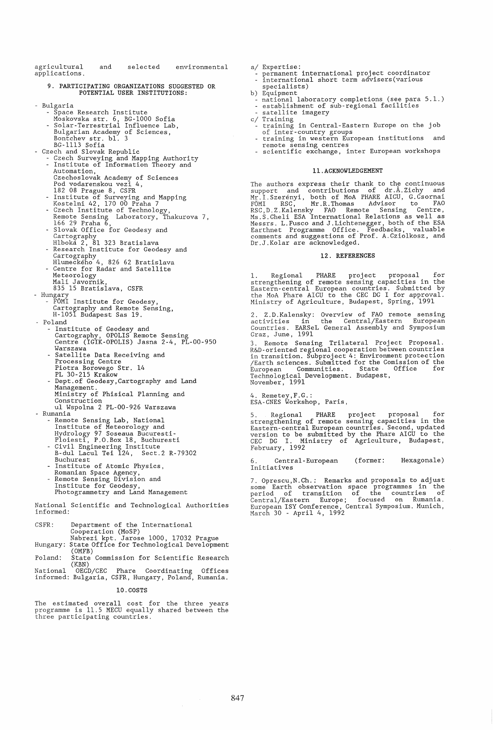agricultural and selected environmental applications.

## 9. PARTICIPATING ORGANIZATIONS SUGGESTED OR POTENTIAL USER INSTITUTIONS:

- Bulgaria
  - Space Research Institute
    Moskovska str. 6, BG-1000 Sofia
  - Solar-Terrestrial Influence Lab,
    Bulgarian Academy of Sciences,
    Bontchev str. bl. 3
    BG-1113 Sofia
- Czech and Slovak Republic
  - Czech Surveying and Mapping Authority
  - Institute of Information Theory and Automation,
    Czechoslovak Academy of Sciences
    Pod vodarenskou vezi 4,
    182 08 Prague 8, CSFR
  - Institute of Surveying and Mapping
    Kostelni 42, 170 00 Praha 7
  - Czech Institute of Technology,
    Remote Sensing Laboratory, Thakurova 7,
    166 29 Praha 6,
  - Slovak Office for Geodesy and Cartography
    Hlboká 2, 81 323 Bratislava
  - Research Institute for Geodesy and Cartography
    Hlumeckého 4, 826 62 Bratislava
  - Centre for Radar and Satellite Meteorology
    Mali Javornik,
    835 15 Bratislava, CSFR
- Hungary
  - FÖMI Institute for Geodesy,
    Cartography and Remote Sensing,
    H-1051 Budapest Sas 19.
- Poland
  - Institute of Geodesy and Cartography, OPOLIS Remote Sensing Centre (IGIK-OPOLIS) Jasna 2-4, PL-00-950 Warszawa
  - Satellite Data Receiving and Processing Centre
    Piotra Borowego Str. 14
    PL 30-215 Krakow
  - Dept.of Geodesy,Cartography and Land Management.
    Ministry of Phisical Planning and Construction
    ul Wspolna 2 PL-00-926 Warszawa
- Rumania
  - Remote Sensing Lab, National Institute of Meteorology and Hydrology 97 Soseaua Bucuresti-Ploiesti, P.O.Box 18, Bucuresti
  - Civil Engineering Institute
    B-dul Lacul Tei 124, Sect.2 R-79302
    Buchurest
  - Institute of Atomic Physics,
    Romanian Space Agency,
  - Remote Sensing Division and Institute for Geodesy,
    Photogrammetry and Land Management

National Scientific and Technological Authorities informed:

CSFR: Department of the International Cooperation (MoSP)
Nabrezi kpt. Jarose 1000, 17032 Prague
Hungary: State Office for Technological Development (OMFB)
Poland: State Commission for Scientific Research (KBN)
National OECD/CEC Phare Coordinating Offices informed: Bulgaria, CSFR, Hungary, Poland, Rumania.

## 10. COSTS

The estimated overall cost for the three years programme is 11.5 MECU equally shared between the three participating countries.

a/ Expertise:
- permanent international project coordinator
- international short term advisers(various specialists)

b) Equipment
- national laboratory completions (see para 5.1.)
- establishment of sub-regional facilities
- satellite imagery

c/ Training
- training in Central-Eastern Europe on the job of inter-country groups
- training in western European institutions and remote sensing centres
- scientific exchange, inter European workshops

## 11. ACKNOWLEDGEMENT

The authors express their thank to the continuous support and contributions of dr.Á.Zichy and Mr.I.Szerényi, both of MoA PHARE AICU, G.Csornai FÖMI RSC, Mr.R.Thomas Advisor to FAO RSC,D.Z.Kalensky FAO Remote Sensing Centre, Ms.S.Cheli ESA International Relations as well as Messrs. L.Fusco and J.Lichtenegger, both of the ESA Earthnet Programme Office. Feedbacks, valuable comments and suggestions of Prof. A.Cziolkosz, and Dr.J.Kolar are acknowledged.

## 12. REFERENCES

1. Regional PHARE project proposal for strengthening of remote sensing capacities in the Eastern-central European countries. Submitted by the MoA Phare AICU to the CEC DG I for approval. Ministry of Agriculture, Budapest, Spring, 1991

2. Z.D.Kalensky: Overview of FAO remote sensing activities in the Central/Eastern European Countries. EARSeL General Assembly and Symposium Graz, June, 1991

3. Remote Sensing Trilateral Project Proposal. R&D-oriented regional cooperation between countries in transition. Subproject 4: Environment protection /Earth sciences. Submitted for the Comission of the European Communities. State Office for Technological Development. Budapest, November, 1991

4. Remetey,F.G.:
ESA-CNES Workshop, Paris,

5. Regional PHARE project proposal for strengthening of remote sensing capacities in the Eastern-central European countries. Second, updated version to be submitted by the Phare AICU to the CEC DG I. Ministry of Agriculture, Budapest, February, 1992

6. Central-European (former: Hexagonale) Initiatives

7. Oprescu,N.Ch.: Remarks and proposals to adjust some Earth observation space programmes in the period of transition of the countries of Central/Eastern Europe; focused on Rumania. European ISY Conference, Central Symposium. Munich, March 30 - April 4, 1992